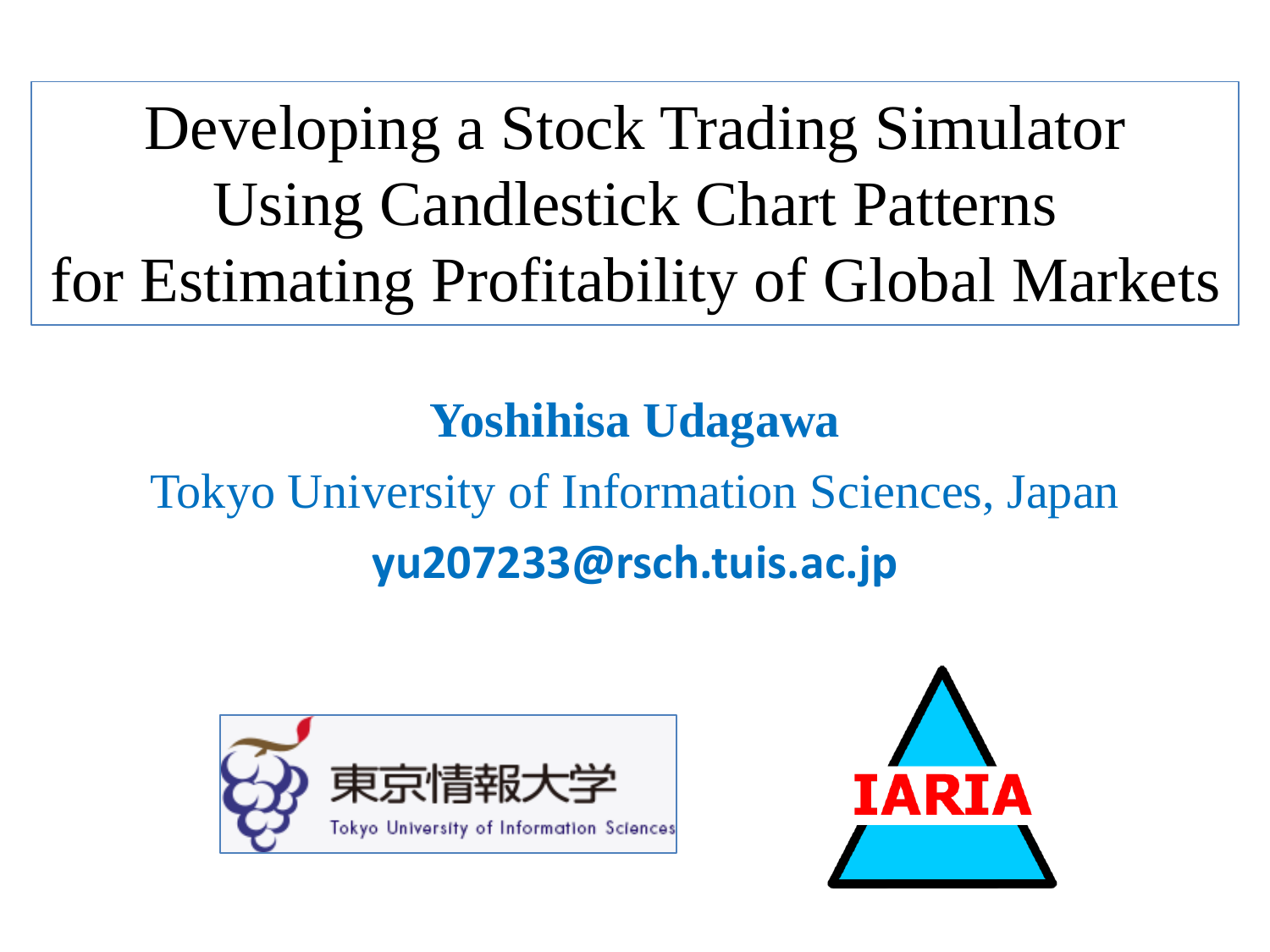# Developing a Stock Trading Simulator Using Candlestick Chart Patterns for Estimating Profitability of Global Markets

**Yoshihisa Udagawa**

Tokyo University of Information Sciences, Japan

**yu207233@rsch.tuis.ac.jp**

東京情報大学

Tokyo University of Information Sciences

IARIA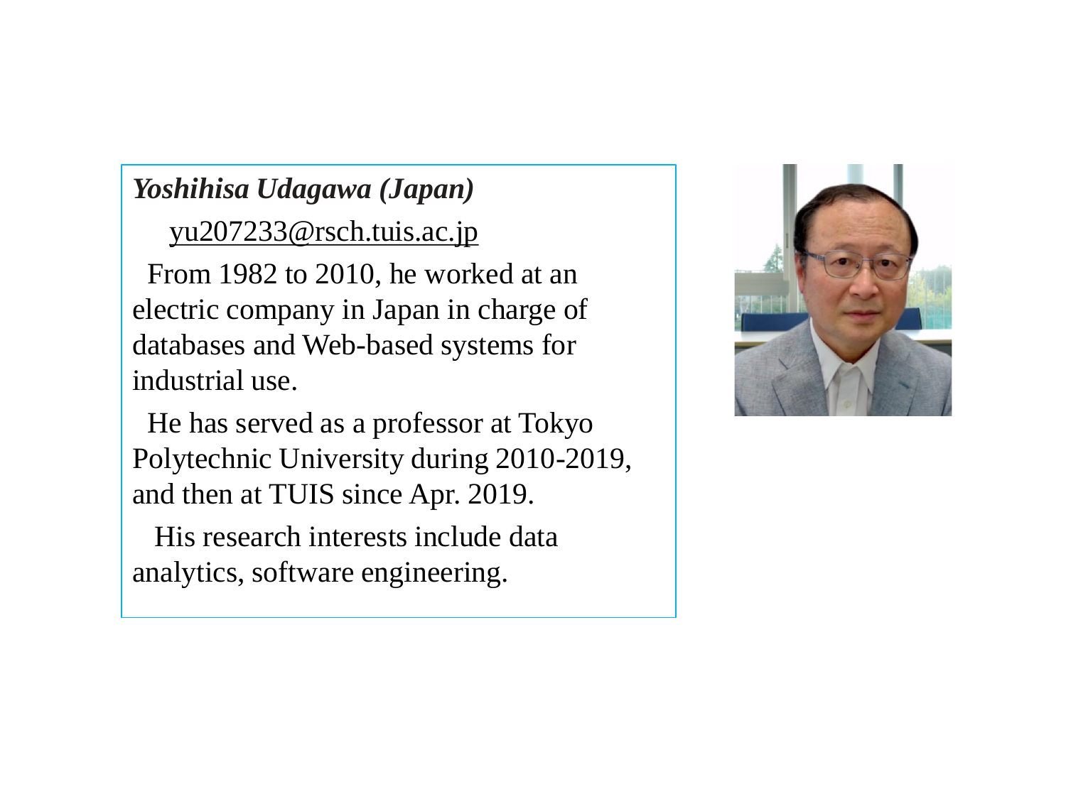***Yoshihisa Udagawa (Japan)***

yu207233@rsch.tuis.ac.jp

From 1982 to 2010, he worked at an electric company in Japan in charge of databases and Web-based systems for industrial use.

He has served as a professor at Tokyo Polytechnic University during 2010-2019, and then at TUIS since Apr. 2019.

His research interests include data analytics, software engineering.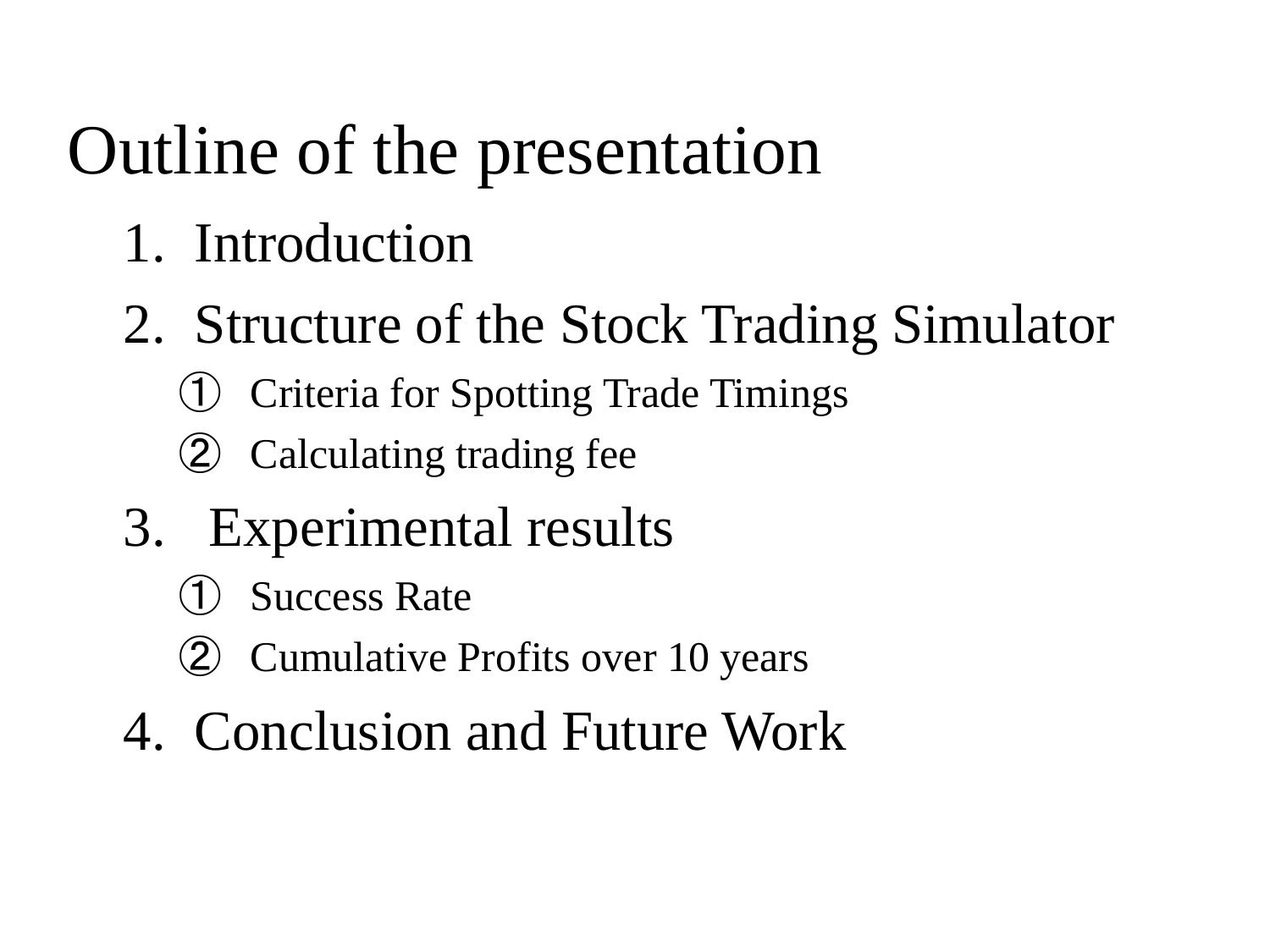# Outline of the presentation

1. Introduction
2. Structure of the Stock Trading Simulator
   - ① Criteria for Spotting Trade Timings
   - ② Calculating trading fee
3. Experimental results
   - ① Success Rate
   - ② Cumulative Profits over 10 years
4. Conclusion and Future Work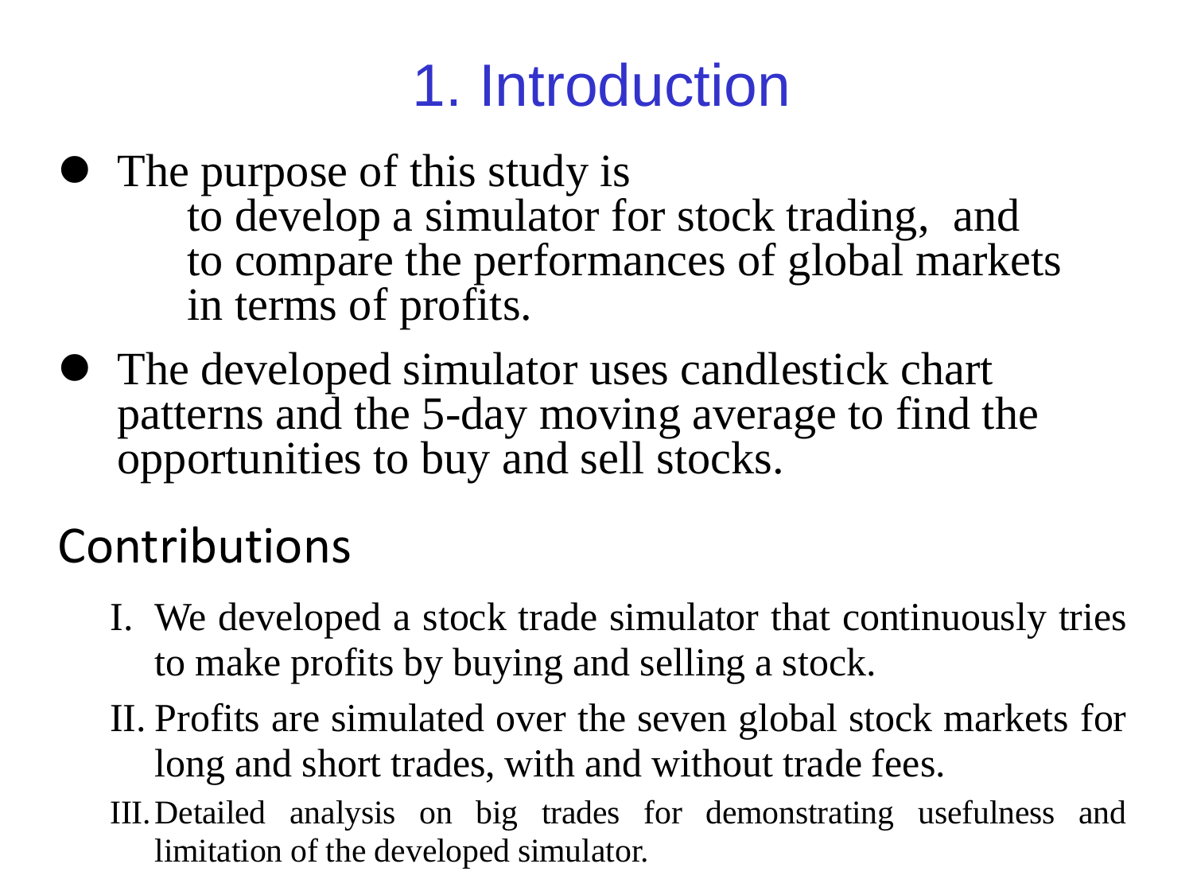# 1. Introduction

- The purpose of this study is
  to develop a simulator for stock trading, and
  to compare the performances of global markets in terms of profits.
- The developed simulator uses candlestick chart patterns and the 5-day moving average to find the opportunities to buy and sell stocks.

## Contributions

I. We developed a stock trade simulator that continuously tries to make profits by buying and selling a stock.

II. Profits are simulated over the seven global stock markets for long and short trades, with and without trade fees.

III. Detailed analysis on big trades for demonstrating usefulness and limitation of the developed simulator.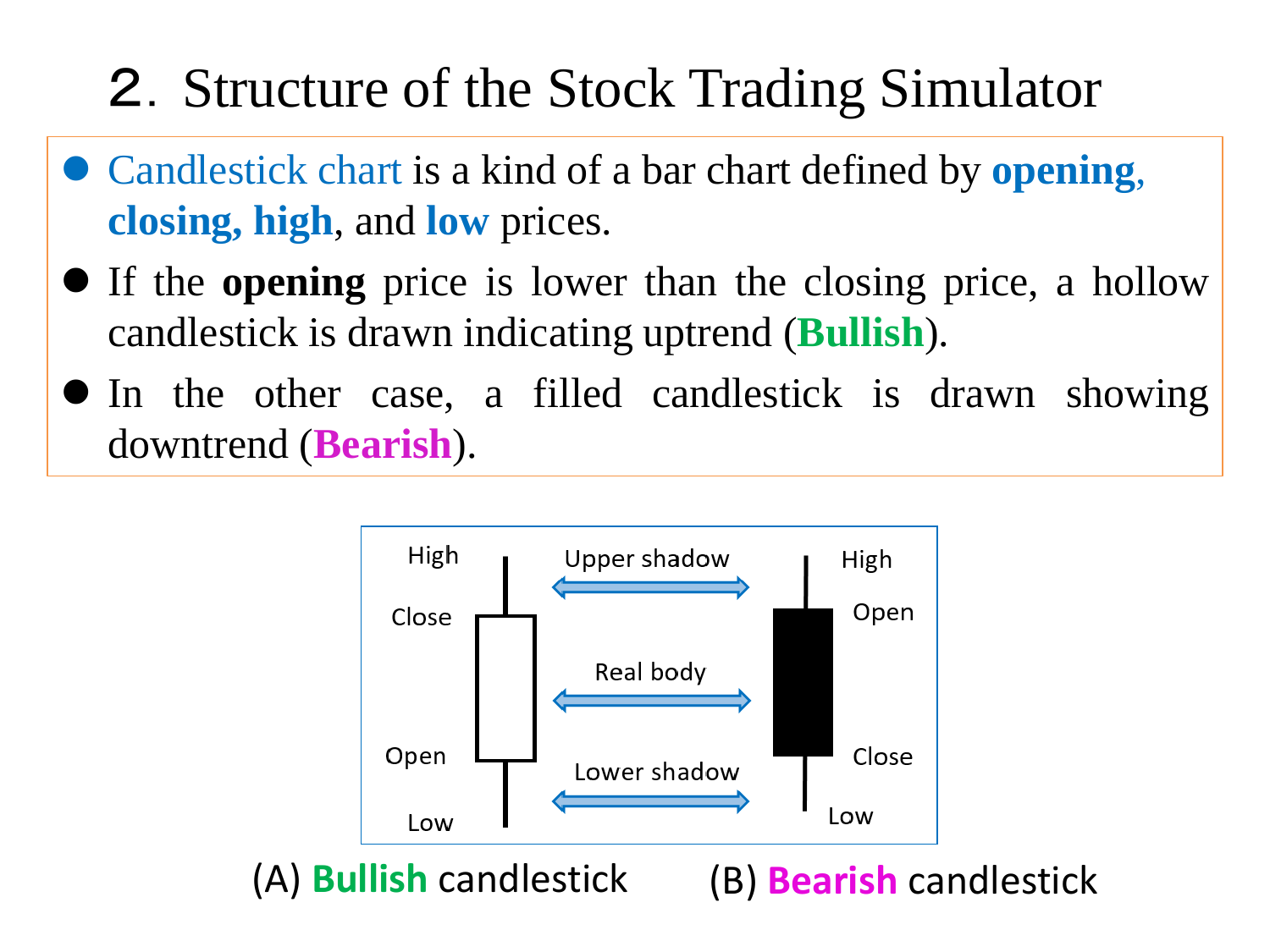# 2. Structure of the Stock Trading Simulator

- Candlestick chart is a kind of a bar chart defined by **opening**, **closing, high**, and **low** prices.
- If the **opening** price is lower than the closing price, a hollow candlestick is drawn indicating uptrend (**Bullish**).
- In the other case, a filled candlestick is drawn showing downtrend (**Bearish**).

High, Close, Open, Low — Upper shadow, Real body, Lower shadow — High, Open, Close, Low

(A) **Bullish** candlestick (B) **Bearish** candlestick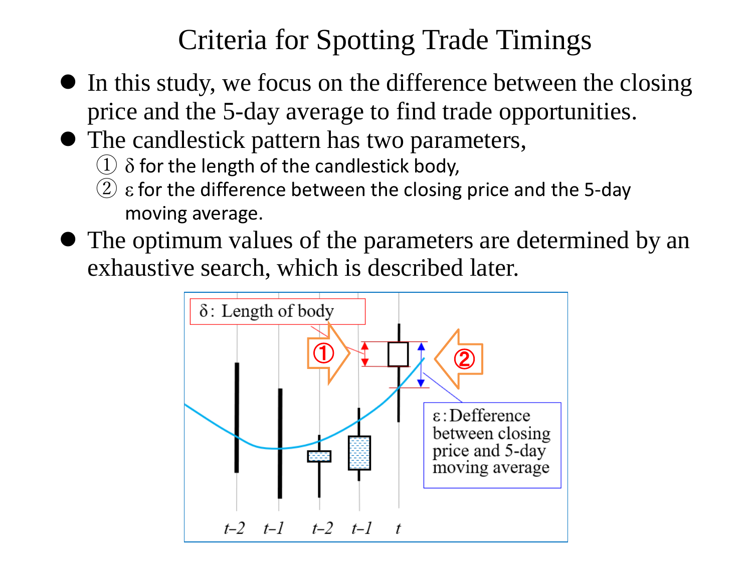# Criteria for Spotting Trade Timings

- In this study, we focus on the difference between the closing price and the 5-day average to find trade opportunities.
- The candlestick pattern has two parameters,
  - ① δ for the length of the candlestick body,
  - ② ε for the difference between the closing price and the 5-day moving average.
- The optimum values of the parameters are determined by an exhaustive search, which is described later.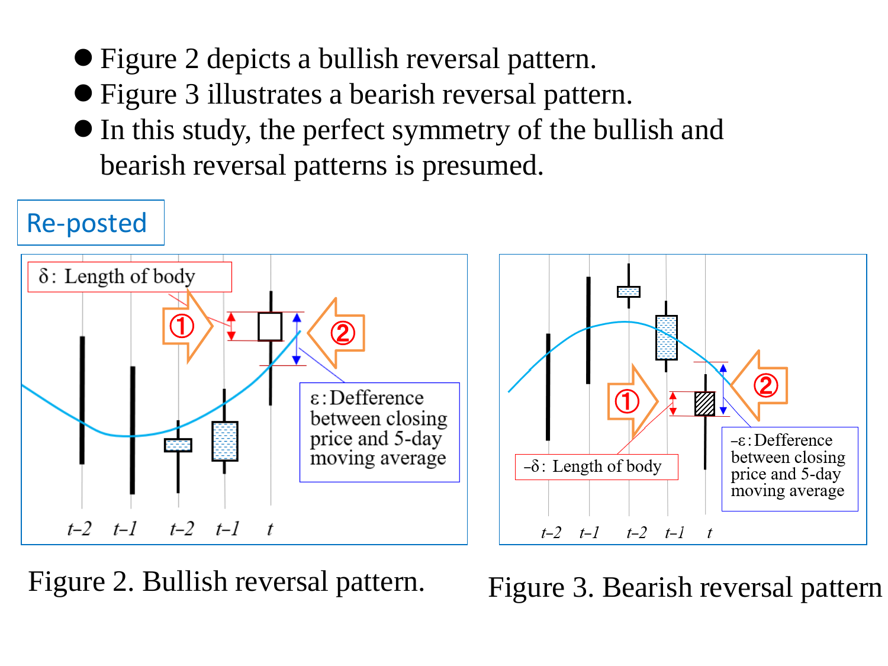- Figure 2 depicts a bullish reversal pattern.
- Figure 3 illustrates a bearish reversal pattern.
- In this study, the perfect symmetry of the bullish and bearish reversal patterns is presumed.

Re-posted

δ: Length of body

ε: Defference between closing price and 5-day moving average

Figure 2. Bullish reversal pattern.

–δ: Length of body

–ε: Defference between closing price and 5-day moving average

Figure 3. Bearish reversal pattern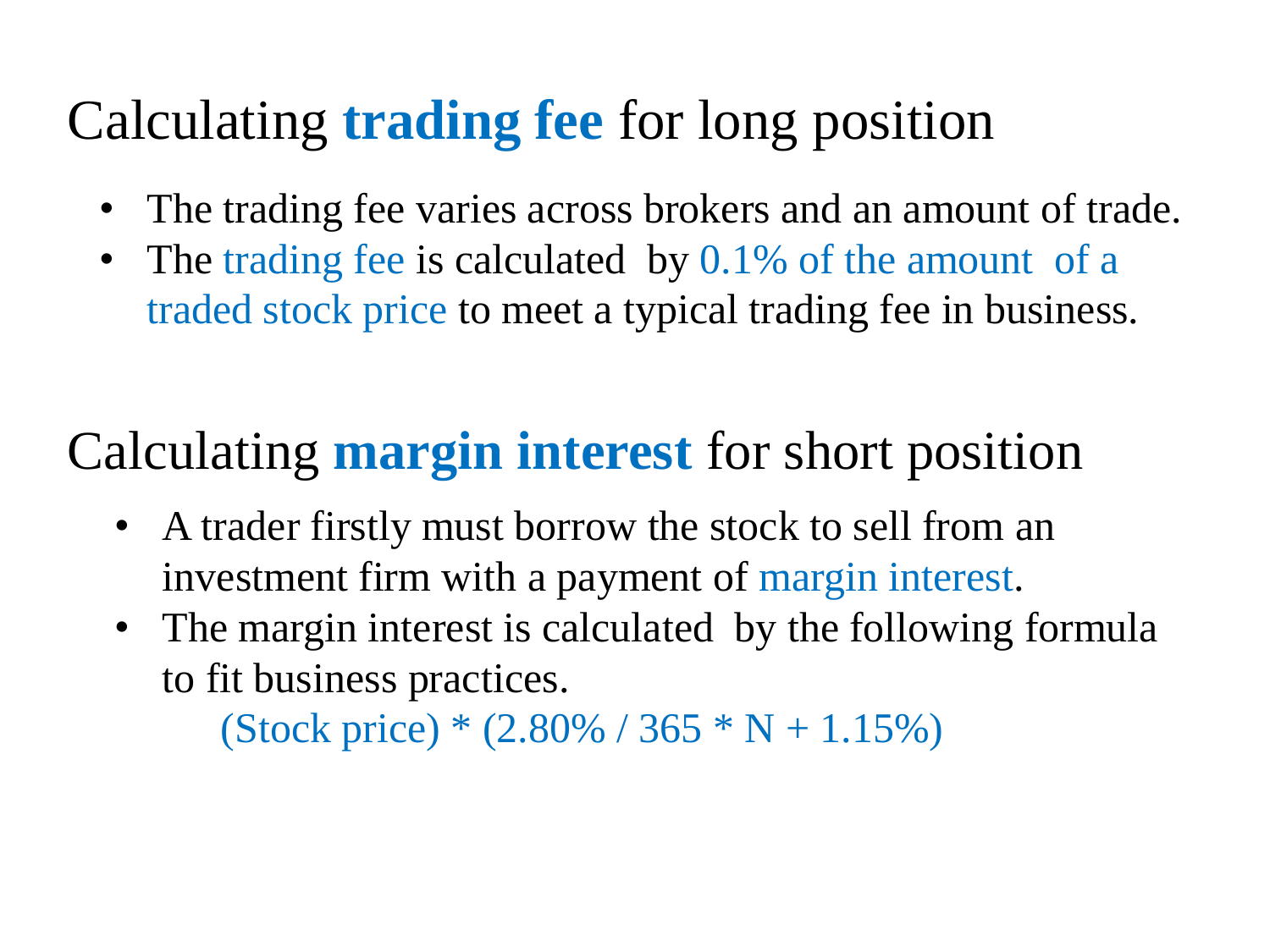## Calculating **trading fee** for long position

- The trading fee varies across brokers and an amount of trade.
- The trading fee is calculated by 0.1% of the amount of a traded stock price to meet a typical trading fee in business.

## Calculating **margin interest** for short position

- A trader firstly must borrow the stock to sell from an investment firm with a payment of margin interest.
- The margin interest is calculated by the following formula to fit business practices.

$$(\text{Stock price}) * (2.80\% / 365 * N + 1.15\%)$$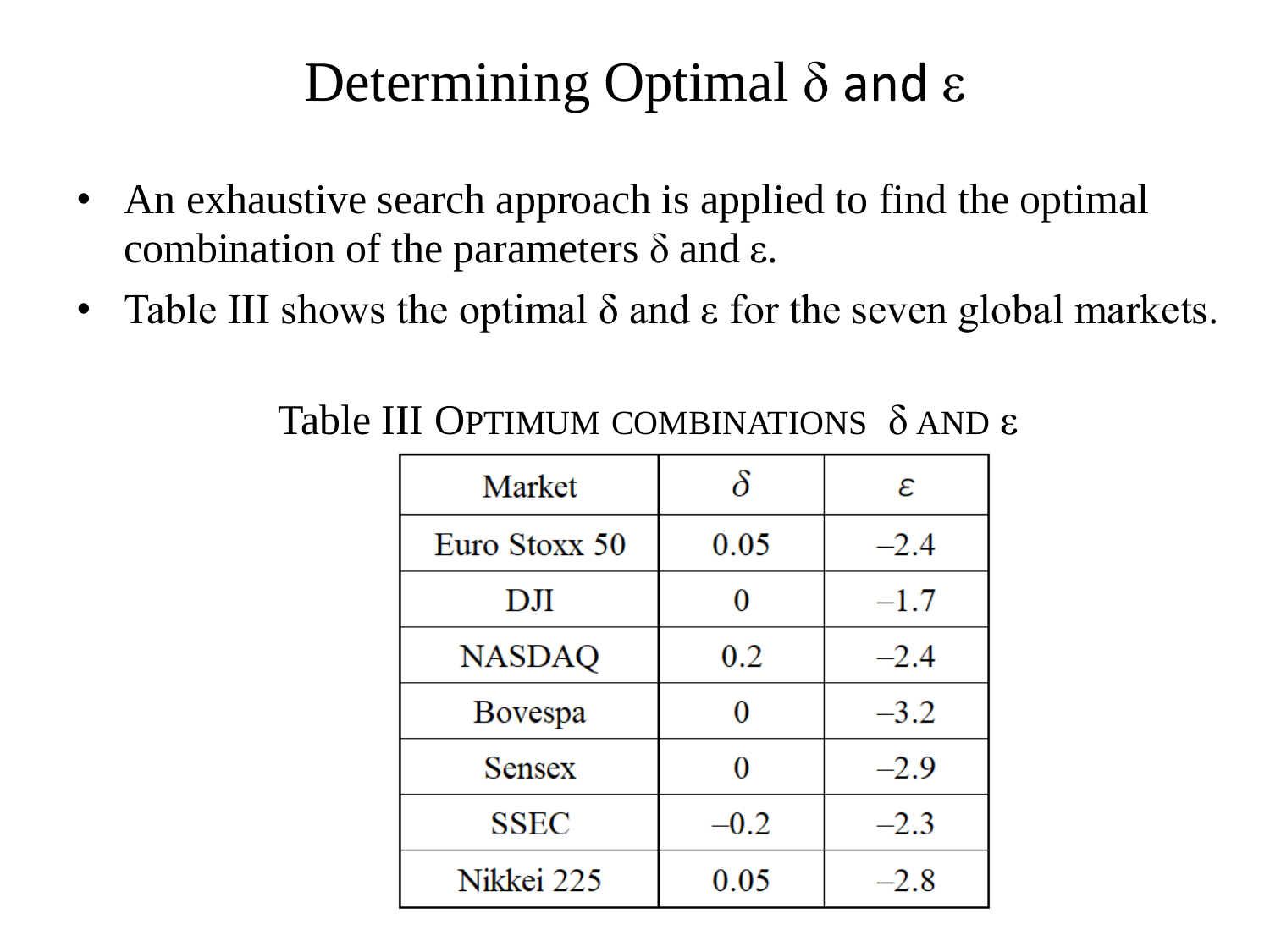# Determining Optimal $\delta$ and $\varepsilon$

- An exhaustive search approach is applied to find the optimal combination of the parameters $\delta$ and $\varepsilon$.
- Table III shows the optimal $\delta$ and $\varepsilon$ for the seven global markets.

Table III OPTIMUM COMBINATIONS $\delta$ AND $\varepsilon$

| Market | $\delta$ | $\varepsilon$ |
|---|---|---|
| Euro Stoxx 50 | 0.05 | –2.4 |
| DJI | 0 | –1.7 |
| NASDAQ | 0.2 | –2.4 |
| Bovespa | 0 | –3.2 |
| Sensex | 0 | –2.9 |
| SSEC | –0.2 | –2.3 |
| Nikkei 225 | 0.05 | –2.8 |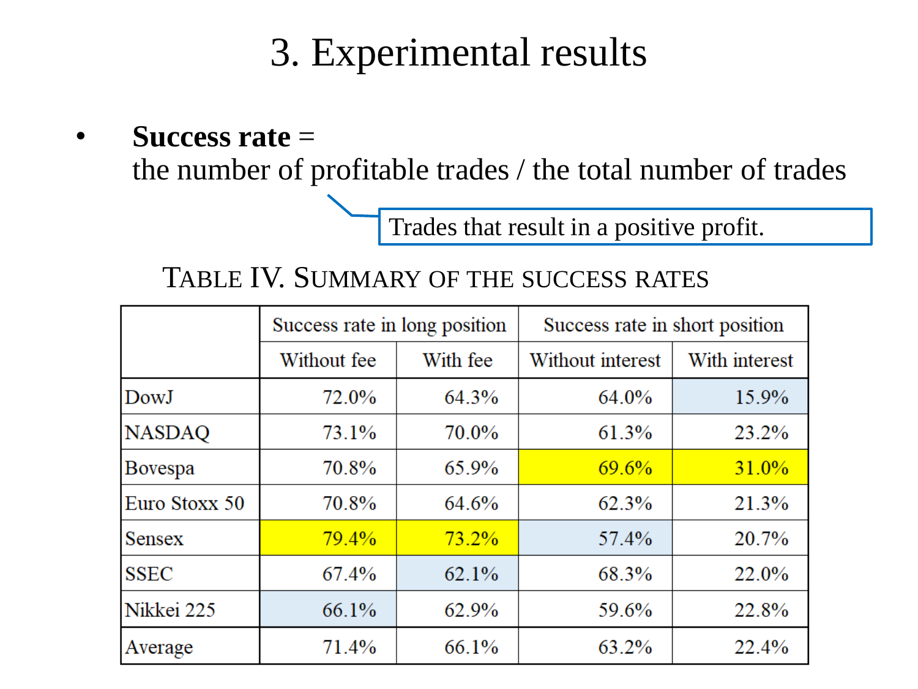# 3. Experimental results

- **Success rate** =
  the number of profitable trades / the total number of trades

Trades that result in a positive profit.

TABLE IV. SUMMARY OF THE SUCCESS RATES

| | Success rate in long position | | Success rate in short position | |
|---|---|---|---|---|
| | Without fee | With fee | Without interest | With interest |
| DowJ | 72.0% | 64.3% | 64.0% | 15.9% |
| NASDAQ | 73.1% | 70.0% | 61.3% | 23.2% |
| Bovespa | 70.8% | 65.9% | 69.6% | 31.0% |
| Euro Stoxx 50 | 70.8% | 64.6% | 62.3% | 21.3% |
| Sensex | 79.4% | 73.2% | 57.4% | 20.7% |
| SSEC | 67.4% | 62.1% | 68.3% | 22.0% |
| Nikkei 225 | 66.1% | 62.9% | 59.6% | 22.8% |
| Average | 71.4% | 66.1% | 63.2% | 22.4% |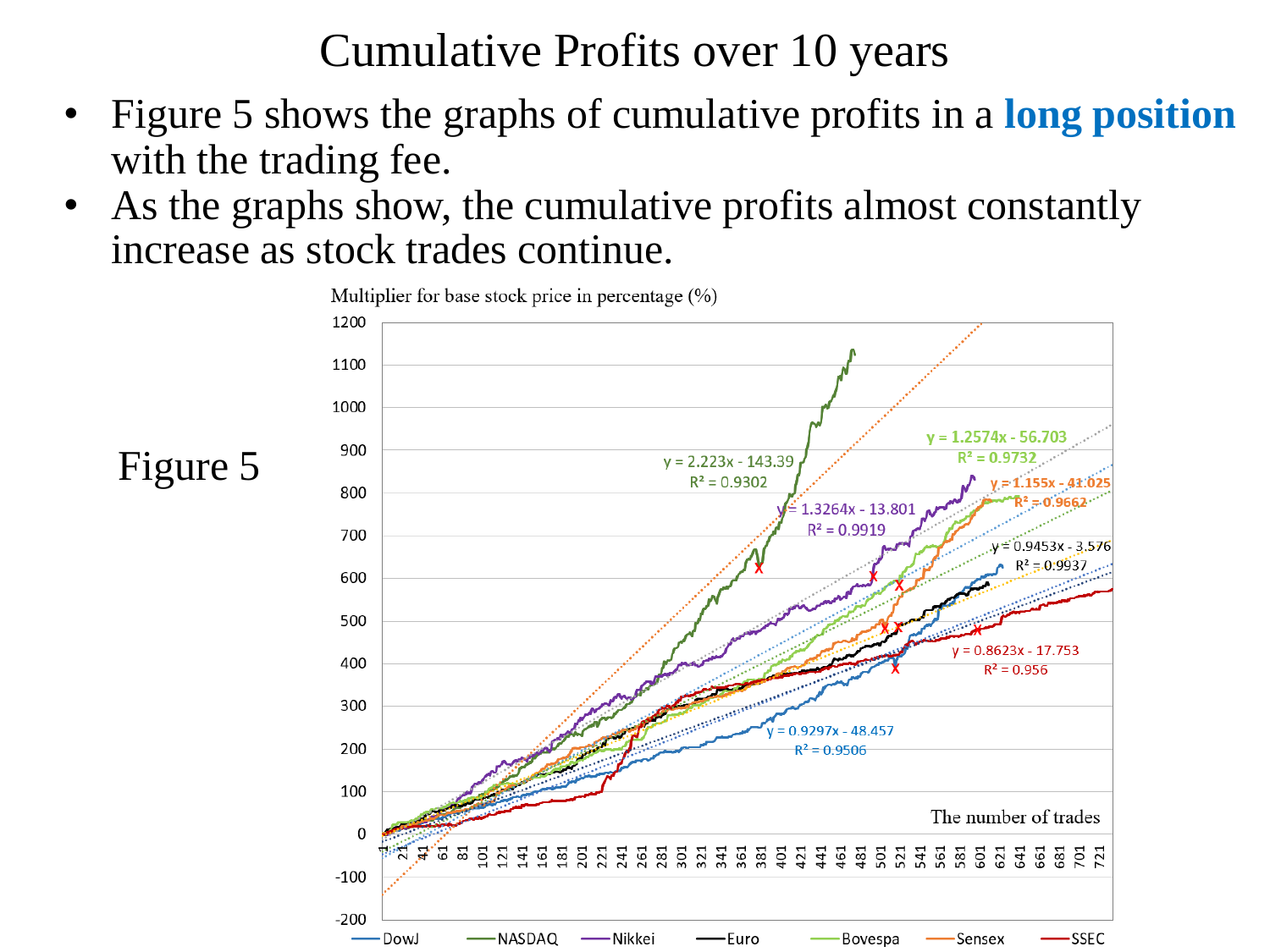# Cumulative Profits over 10 years

- Figure 5 shows the graphs of cumulative profits in a **long position** with the trading fee.
- As the graphs show, the cumulative profits almost constantly increase as stock trades continue.

Figure 5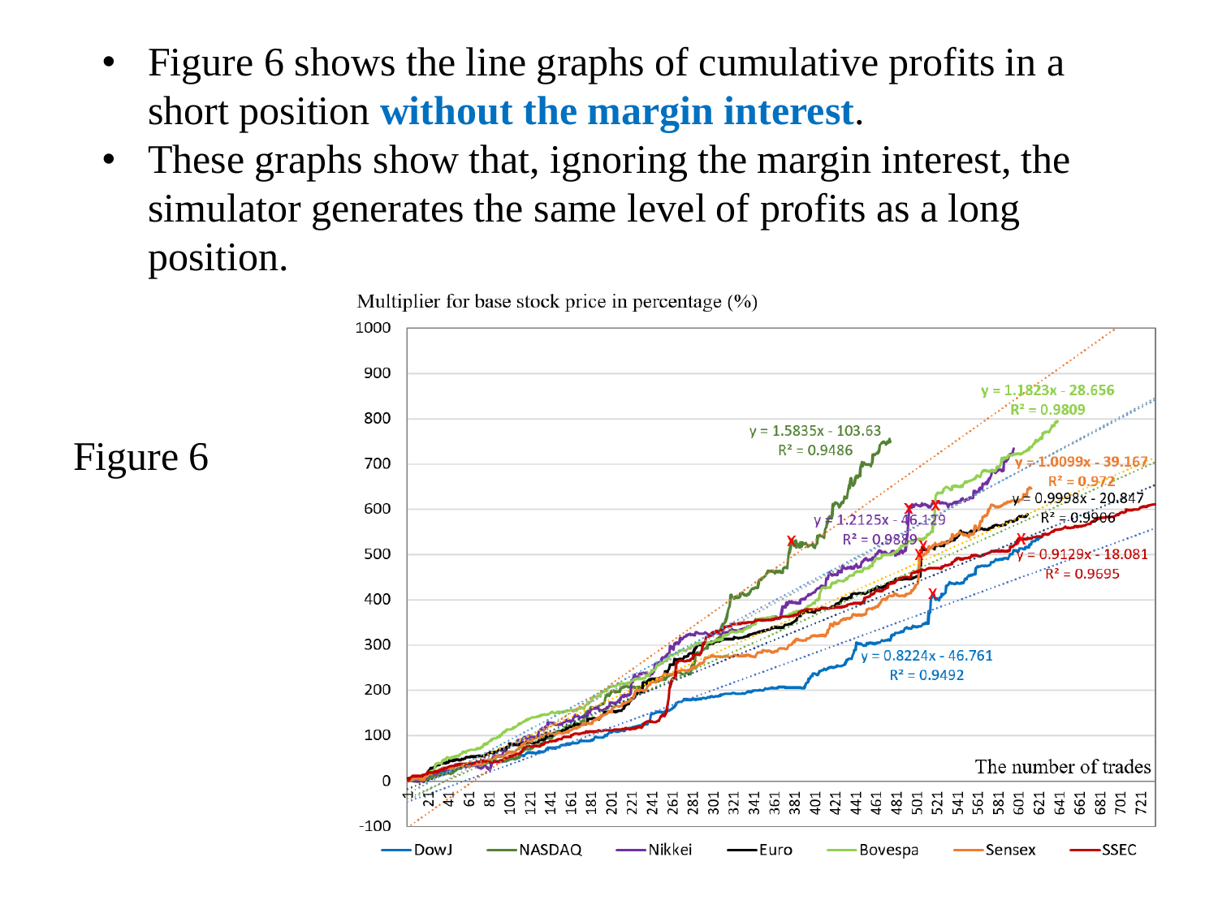- Figure 6 shows the line graphs of cumulative profits in a short position **without the margin interest**.
- These graphs show that, ignoring the margin interest, the simulator generates the same level of profits as a long position.

Figure 6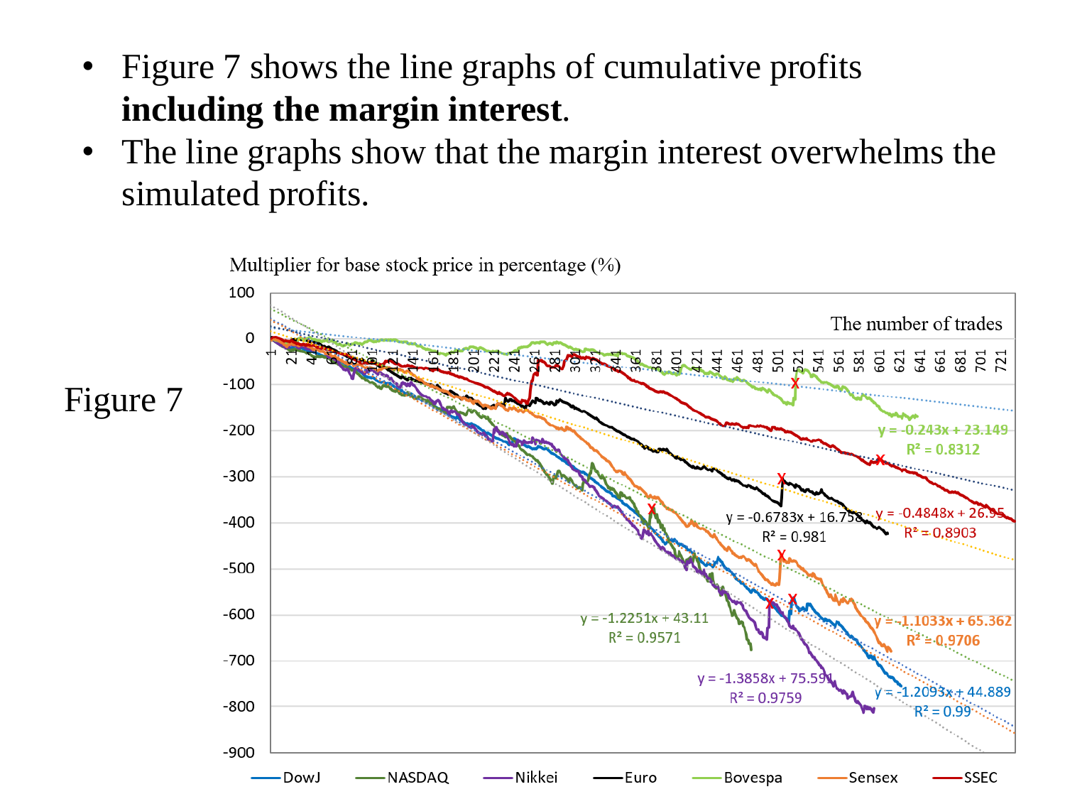- Figure 7 shows the line graphs of cumulative profits **including the margin interest**.
- The line graphs show that the margin interest overwhelms the simulated profits.

Figure 7

Multiplier for base stock price in percentage (%)

The number of trades

$y = -0.243x + 23.149$, $R^2 = 0.8312$

$y = -0.4848x + 26.95$, $R^2 = 0.8903$

$y = -0.6783x + 16.758$, $R^2 = 0.981$

$y = -1.1033x + 65.362$, $R^2 = 0.9706$

$y = -1.2251x + 43.11$, $R^2 = 0.9571$

$y = -1.3858x + 75.591$, $R^2 = 0.9759$

$y = -1.2093x + 44.889$, $R^2 = 0.99$

DowJ, NASDAQ, Nikkei, Euro, Bovespa, Sensex, SSEC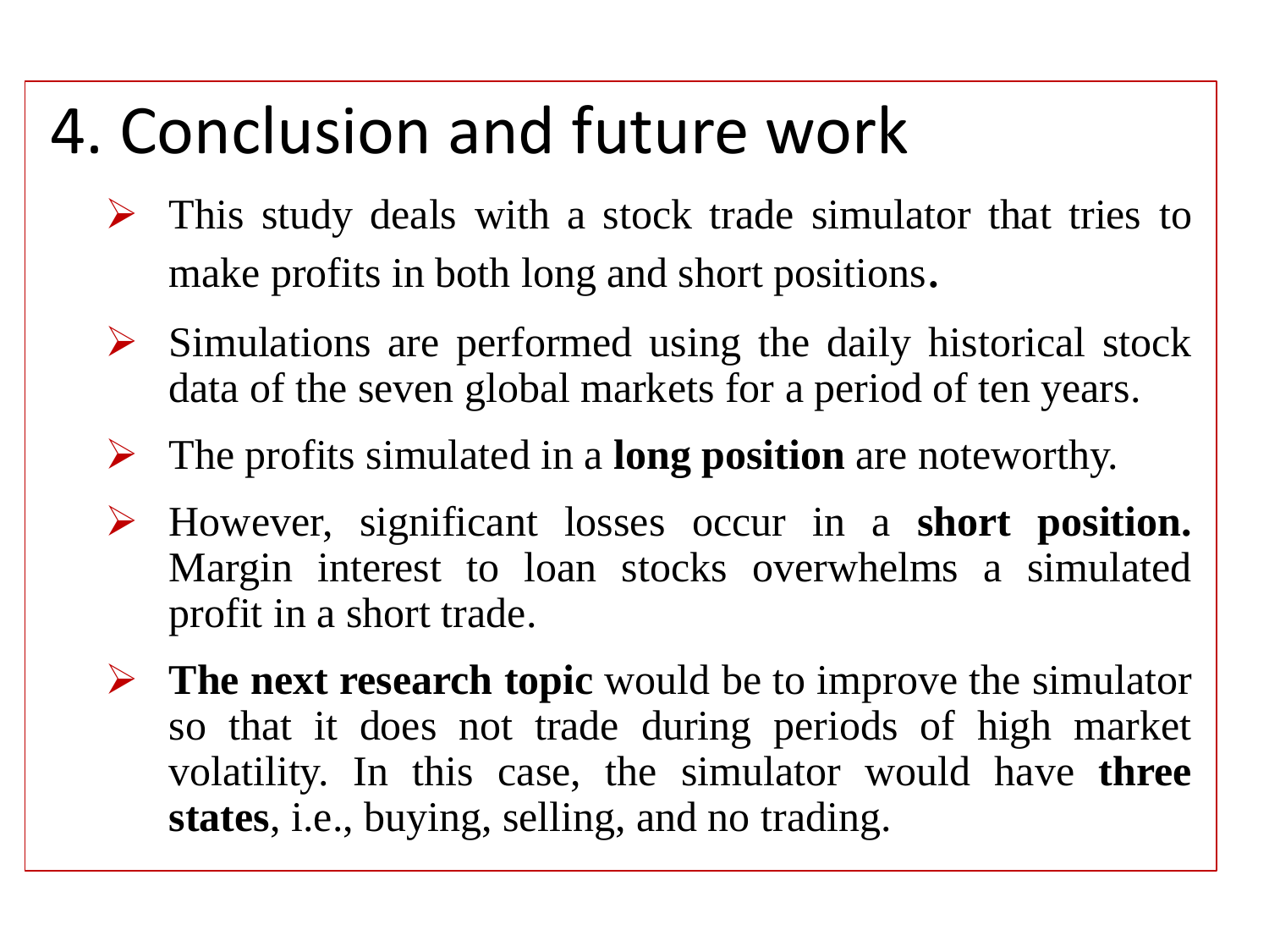# 4. Conclusion and future work

- This study deals with a stock trade simulator that tries to make profits in both long and short positions.
- Simulations are performed using the daily historical stock data of the seven global markets for a period of ten years.
- The profits simulated in a **long position** are noteworthy.
- However, significant losses occur in a **short position.** Margin interest to loan stocks overwhelms a simulated profit in a short trade.
- **The next research topic** would be to improve the simulator so that it does not trade during periods of high market volatility. In this case, the simulator would have **three states**, i.e., buying, selling, and no trading.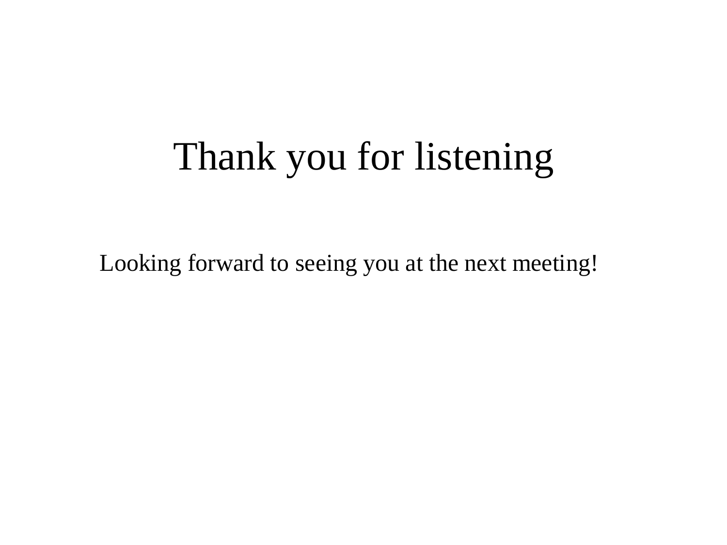# Thank you for listening

Looking forward to seeing you at the next meeting!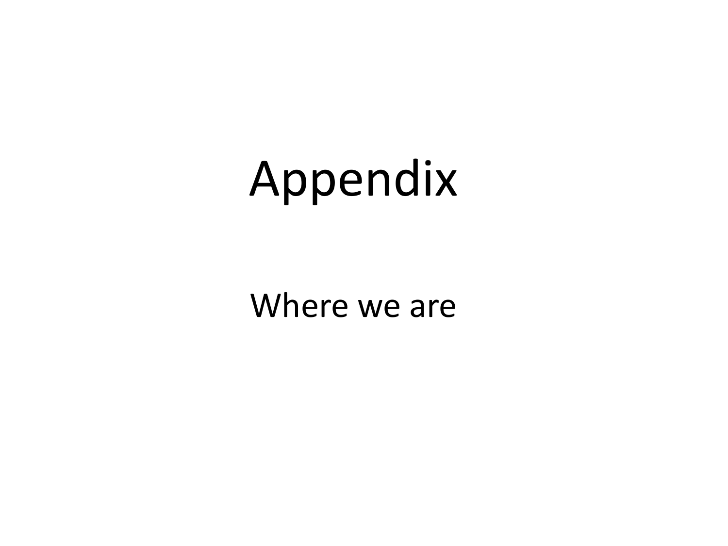# Appendix

Where we are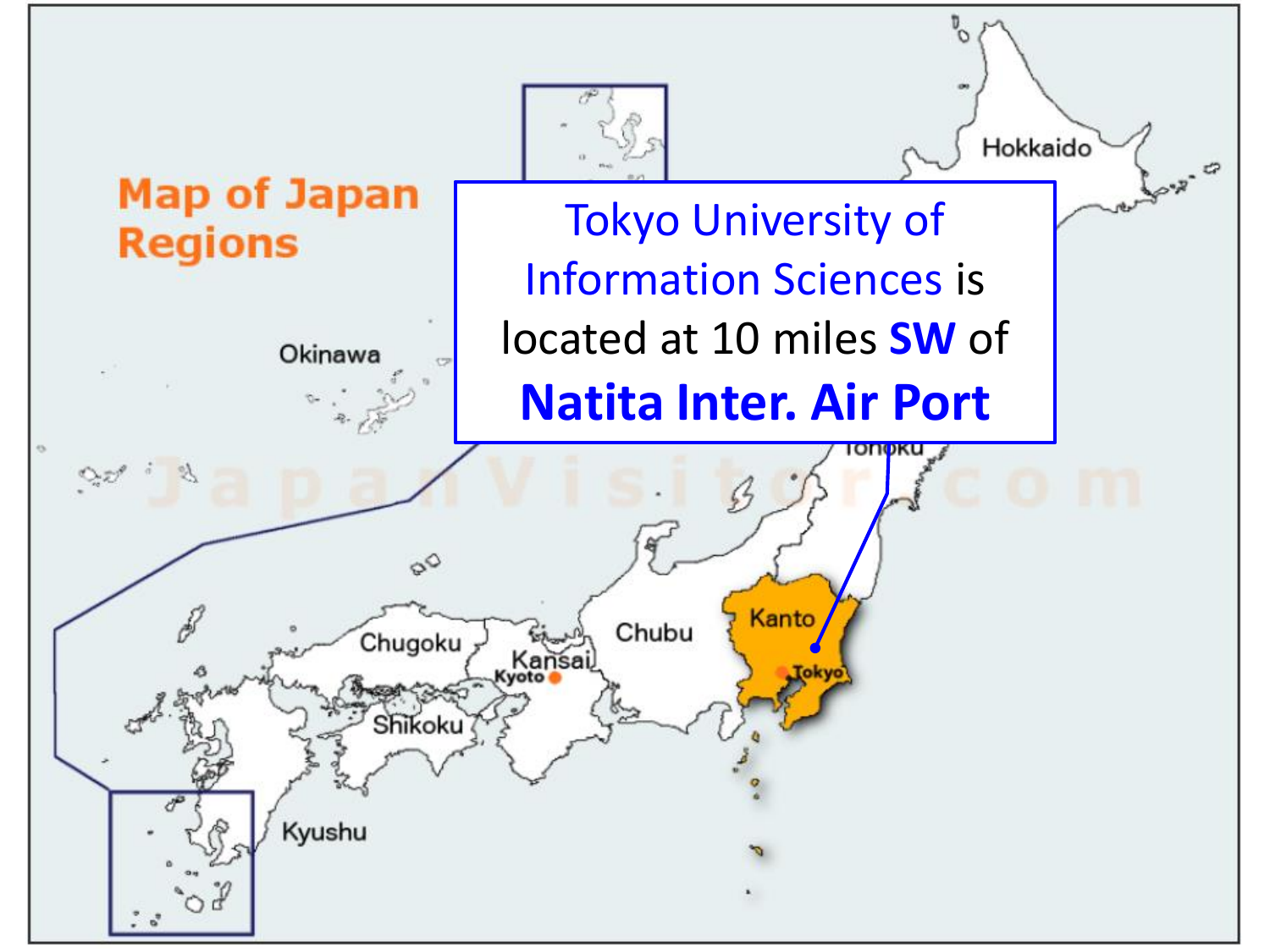# Map of Japan Regions

Tokyo University of Information Sciences is located at 10 miles **SW** of **Natita Inter. Air Port**

Hokkaido

Okinawa

Tohoku

Kanto

Tokyo

Chubu

Chugoku

Kansai

Kyoto

Shikoku

Kyushu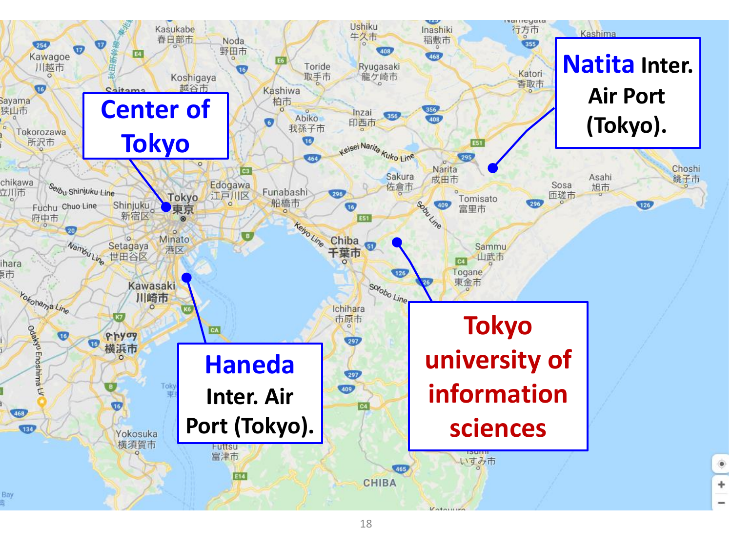Center of Tokyo

Natita Inter. Air Port (Tokyo).

Haneda Inter. Air Port (Tokyo).

Tokyo university of information sciences